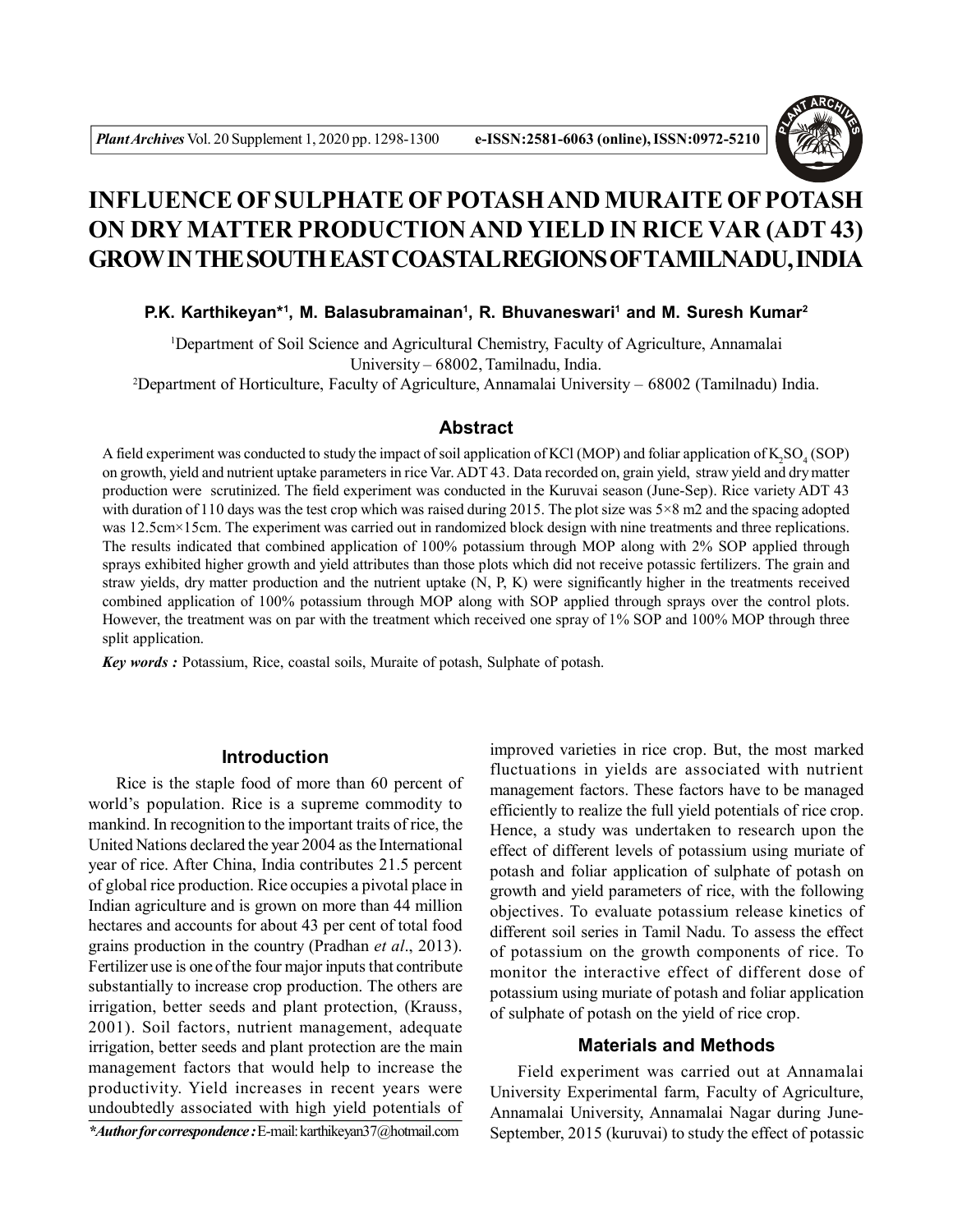# INFLUENCE OF SULPHATE OF POTASH AND MURAITE OF POTASH ON DRY MATTER PRODUCTION AND YIELD IN RICE VAR (ADT 43) GROW IN THE SOUTH EAST COASTAL REGIONS OF TAMILNADU, INDIA

**P.K. Karthikeyan*[1], M. Balasubramainan[1], R. Bhuvaneswari[1] and M. Suresh Kumar[2]**

[1]Department of Soil Science and Agricultural Chemistry, Faculty of Agriculture, Annamalai University – 68002, Tamilnadu, India.

[2]Department of Horticulture, Faculty of Agriculture, Annamalai University – 68002 (Tamilnadu) India.

## Abstract

A field experiment was conducted to study the impact of soil application of KCl (MOP) and foliar application of $K_2SO_4$ (SOP) on growth, yield and nutrient uptake parameters in rice Var. ADT 43. Data recorded on, grain yield, straw yield and dry matter production were scrutinized. The field experiment was conducted in the Kuruvai season (June-Sep). Rice variety ADT 43 with duration of 110 days was the test crop which was raised during 2015. The plot size was 5×8 m2 and the spacing adopted was 12.5cm×15cm. The experiment was carried out in randomized block design with nine treatments and three replications. The results indicated that combined application of 100% potassium through MOP along with 2% SOP applied through sprays exhibited higher growth and yield attributes than those plots which did not receive potassic fertilizers. The grain and straw yields, dry matter production and the nutrient uptake (N, P, K) were significantly higher in the treatments received combined application of 100% potassium through MOP along with SOP applied through sprays over the control plots. However, the treatment was on par with the treatment which received one spray of 1% SOP and 100% MOP through three split application.

***Key words :*** Potassium, Rice, coastal soils, Muraite of potash, Sulphate of potash.

## Introduction

Rice is the staple food of more than 60 percent of world's population. Rice is a supreme commodity to mankind. In recognition to the important traits of rice, the United Nations declared the year 2004 as the International year of rice. After China, India contributes 21.5 percent of global rice production. Rice occupies a pivotal place in Indian agriculture and is grown on more than 44 million hectares and accounts for about 43 per cent of total food grains production in the country (Pradhan *et al*., 2013). Fertilizer use is one of the four major inputs that contribute substantially to increase crop production. The others are irrigation, better seeds and plant protection, (Krauss, 2001). Soil factors, nutrient management, adequate irrigation, better seeds and plant protection are the main management factors that would help to increase the productivity. Yield increases in recent years were undoubtedly associated with high yield potentials of improved varieties in rice crop. But, the most marked fluctuations in yields are associated with nutrient management factors. These factors have to be managed efficiently to realize the full yield potentials of rice crop. Hence, a study was undertaken to research upon the effect of different levels of potassium using muriate of potash and foliar application of sulphate of potash on growth and yield parameters of rice, with the following objectives. To evaluate potassium release kinetics of different soil series in Tamil Nadu. To assess the effect of potassium on the growth components of rice. To monitor the interactive effect of different dose of potassium using muriate of potash and foliar application of sulphate of potash on the yield of rice crop.

***Author for correspondence :** E-mail: karthikeyan37@hotmail.com

## Materials and Methods

Field experiment was carried out at Annamalai University Experimental farm, Faculty of Agriculture, Annamalai University, Annamalai Nagar during June-September, 2015 (kuruvai) to study the effect of potassic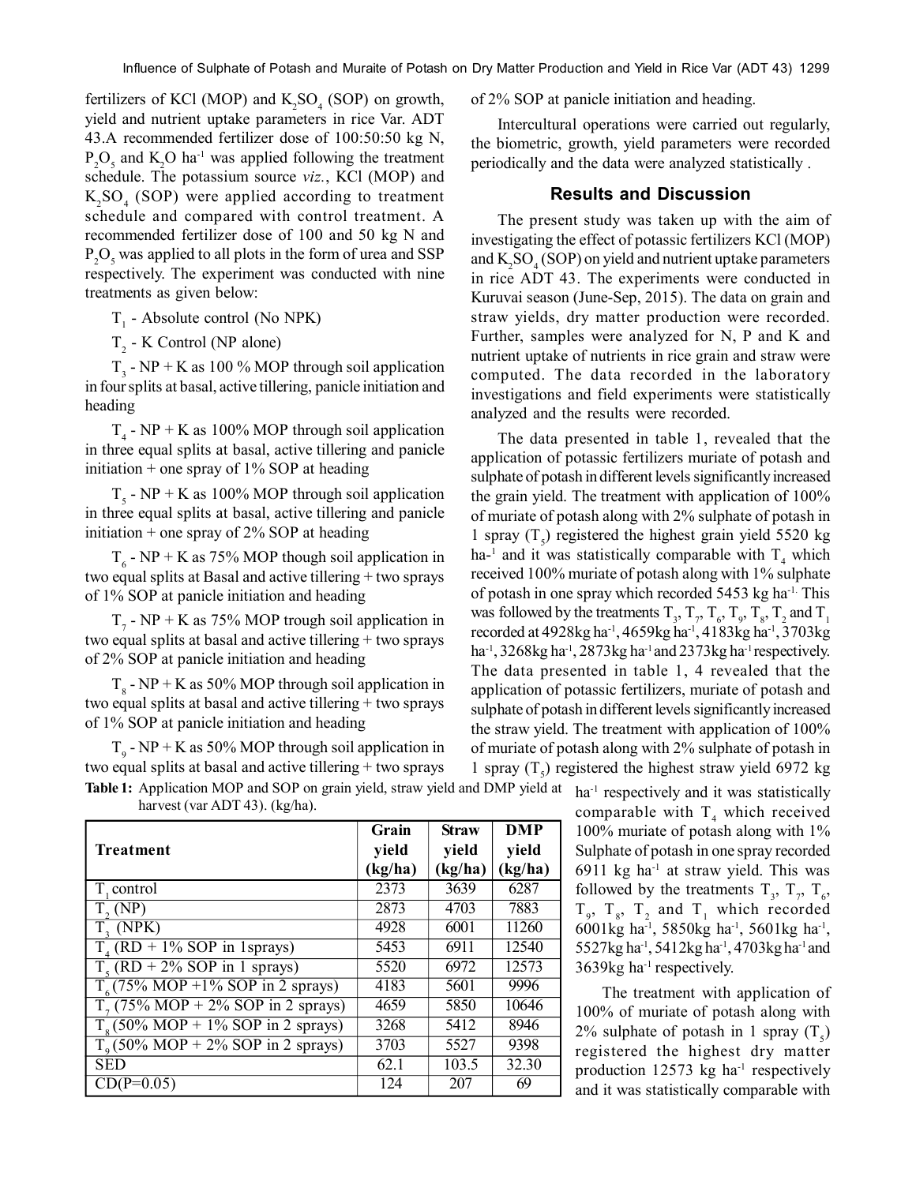fertilizers of KCl (MOP) and $K_2SO_4$ (SOP) on growth, yield and nutrient uptake parameters in rice Var. ADT 43.A recommended fertilizer dose of 100:50:50 kg N, $P_2O_5$ and $K_2O$ ha$^{-1}$ was applied following the treatment schedule. The potassium source *viz.*, KCl (MOP) and $K_2SO_4$ (SOP) were applied according to treatment schedule and compared with control treatment. A recommended fertilizer dose of 100 and 50 kg N and $P_2O_5$ was applied to all plots in the form of urea and SSP respectively. The experiment was conducted with nine treatments as given below:

$T_1$ - Absolute control (No NPK)

$T_2$ - K Control (NP alone)

$T_3$ - NP + K as 100 % MOP through soil application in four splits at basal, active tillering, panicle initiation and heading

$T_4$ - NP + K as 100% MOP through soil application in three equal splits at basal, active tillering and panicle initiation + one spray of 1% SOP at heading

$T_5$ - NP + K as 100% MOP through soil application in three equal splits at basal, active tillering and panicle initiation + one spray of 2% SOP at heading

$T_6$ - NP + K as 75% MOP though soil application in two equal splits at Basal and active tillering + two sprays of 1% SOP at panicle initiation and heading

$T_7$ - NP + K as 75% MOP trough soil application in two equal splits at basal and active tillering + two sprays of 2% SOP at panicle initiation and heading

$T_8$ - NP + K as 50% MOP through soil application in two equal splits at basal and active tillering + two sprays of 1% SOP at panicle initiation and heading

$T_9$ - NP + K as 50% MOP through soil application in two equal splits at basal and active tillering + two sprays of 2% SOP at panicle initiation and heading.

Intercultural operations were carried out regularly, the biometric, growth, yield parameters were recorded periodically and the data were analyzed statistically .

## Results and Discussion

The present study was taken up with the aim of investigating the effect of potassic fertilizers KCl (MOP) and $K_2SO_4$ (SOP) on yield and nutrient uptake parameters in rice ADT 43. The experiments were conducted in Kuruvai season (June-Sep, 2015). The data on grain and straw yields, dry matter production were recorded. Further, samples were analyzed for N, P and K and nutrient uptake of nutrients in rice grain and straw were computed. The data recorded in the laboratory investigations and field experiments were statistically analyzed and the results were recorded.

The data presented in table 1, revealed that the application of potassic fertilizers muriate of potash and sulphate of potash in different levels significantly increased the grain yield. The treatment with application of 100% of muriate of potash along with 2% sulphate of potash in 1 spray ($T_5$) registered the highest grain yield 5520 kg ha-$^{1}$ and it was statistically comparable with $T_4$ which received 100% muriate of potash along with 1% sulphate of potash in one spray which recorded 5453 kg ha$^{-1.}$ This was followed by the treatments $T_3$, $T_7$, $T_6$, $T_9$, $T_8$, $T_2$ and $T_1$ recorded at 4928kg ha$^{-1}$, 4659kg ha$^{-1}$, 4183kg ha$^{-1}$, 3703kg ha$^{-1}$, 3268kg ha$^{-1}$, 2873kg ha$^{-1}$ and 2373kg ha$^{-1}$ respectively. The data presented in table 1, 4 revealed that the application of potassic fertilizers, muriate of potash and sulphate of potash in different levels significantly increased the straw yield. The treatment with application of 100% of muriate of potash along with 2% sulphate of potash in 1 spray ($T_5$) registered the highest straw yield 6972 kg ha$^{-1}$ respectively and it was statistically comparable with $T_4$ which received 100% muriate of potash along with 1% Sulphate of potash in one spray recorded 6911 kg ha$^{-1}$ at straw yield. This was followed by the treatments $T_3$, $T_7$, $T_6$, $T_9$, $T_8$, $T_2$ and $T_1$ which recorded 6001kg ha$^{-1}$, 5850kg ha$^{-1}$, 5601kg ha$^{-1}$, 5527kg ha$^{-1}$, 5412kg ha$^{-1}$, 4703kg ha$^{-1}$ and 3639kg ha$^{-1}$ respectively.

**Table 1:** Application MOP and SOP on grain yield, straw yield and DMP yield at harvest (var ADT 43). (kg/ha).

| Treatment | Grain yield (kg/ha) | Straw yield (kg/ha) | DMP yield (kg/ha) |
|---|---|---|---|
| $T_1$ control | 2373 | 3639 | 6287 |
| $T_2$ (NP) | 2873 | 4703 | 7883 |
| $T_3$ (NPK) | 4928 | 6001 | 11260 |
| $T_4$ (RD + 1% SOP in 1sprays) | 5453 | 6911 | 12540 |
| $T_5$ (RD + 2% SOP in 1 sprays) | 5520 | 6972 | 12573 |
| $T_6$ (75% MOP +1% SOP in 2 sprays) | 4183 | 5601 | 9996 |
| $T_7$ (75% MOP + 2% SOP in 2 sprays) | 4659 | 5850 | 10646 |
| $T_8$ (50% MOP + 1% SOP in 2 sprays) | 3268 | 5412 | 8946 |
| $T_9$ (50% MOP + 2% SOP in 2 sprays) | 3703 | 5527 | 9398 |
| SED | 62.1 | 103.5 | 32.30 |
| CD(P=0.05) | 124 | 207 | 69 |

The treatment with application of 100% of muriate of potash along with 2% sulphate of potash in 1 spray ($T_5$) registered the highest dry matter production 12573 kg ha$^{-1}$ respectively and it was statistically comparable with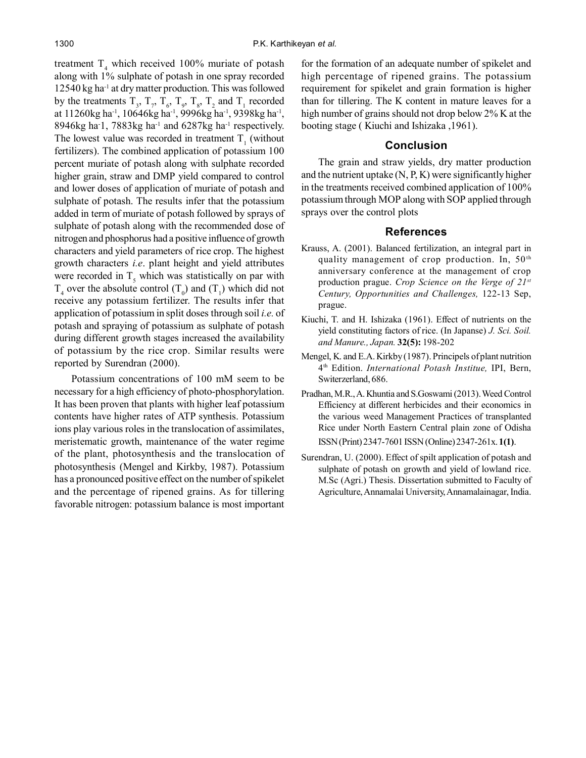treatment $T_4$ which received 100% muriate of potash along with 1% sulphate of potash in one spray recorded 12540 kg ha$^{-1}$ at dry matter production. This was followed by the treatments $T_3$, $T_7$, $T_6$, $T_9$, $T_8$, $T_2$ and $T_1$ recorded at 11260kg ha$^{-1}$, 10646kg ha$^{-1}$, 9996kg ha$^{-1}$, 9398kg ha$^{-1}$, 8946kg ha-1, 7883kg ha$^{-1}$ and 6287kg ha$^{-1}$ respectively. The lowest value was recorded in treatment $T_1$ (without fertilizers). The combined application of potassium 100 percent muriate of potash along with sulphate recorded higher grain, straw and DMP yield compared to control and lower doses of application of muriate of potash and sulphate of potash. The results infer that the potassium added in term of muriate of potash followed by sprays of sulphate of potash along with the recommended dose of nitrogen and phosphorus had a positive influence of growth characters and yield parameters of rice crop. The highest growth characters *i.e*. plant height and yield attributes were recorded in $T_5$ which was statistically on par with $T_4$ over the absolute control ($T_0$) and ($T_1$) which did not receive any potassium fertilizer. The results infer that application of potassium in split doses through soil *i.e.* of potash and spraying of potassium as sulphate of potash during different growth stages increased the availability of potassium by the rice crop. Similar results were reported by Surendran (2000).

Potassium concentrations of 100 mM seem to be necessary for a high efficiency of photo-phosphorylation. It has been proven that plants with higher leaf potassium contents have higher rates of ATP synthesis. Potassium ions play various roles in the translocation of assimilates, meristematic growth, maintenance of the water regime of the plant, photosynthesis and the translocation of photosynthesis (Mengel and Kirkby, 1987). Potassium has a pronounced positive effect on the number of spikelet and the percentage of ripened grains. As for tillering favorable nitrogen: potassium balance is most important for the formation of an adequate number of spikelet and high percentage of ripened grains. The potassium requirement for spikelet and grain formation is higher than for tillering. The K content in mature leaves for a high number of grains should not drop below 2% K at the booting stage ( Kiuchi and Ishizaka ,1961).

## Conclusion

The grain and straw yields, dry matter production and the nutrient uptake (N, P, K) were significantly higher in the treatments received combined application of 100% potassium through MOP along with SOP applied through sprays over the control plots

## References

Krauss, A. (2001). Balanced fertilization, an integral part in quality management of crop production. In, 50$^{th}$ anniversary conference at the management of crop production prague. *Crop Science on the Verge of 21$^{st}$ Century, Opportunities and Challenges,* 122-13 Sep, prague.

Kiuchi, T. and H. Ishizaka (1961). Effect of nutrients on the yield constituting factors of rice. (In Japanse) *J. Sci. Soil. and Manure., Japan.* **32(5):** 198-202

Mengel, K. and E.A. Kirkby (1987). Principels of plant nutrition 4$^{th}$ Edition. *International Potash Institue,* IPI, Bern, Switerzerland, 686.

Pradhan, M.R., A. Khuntia and S.Goswami (2013). Weed Control Efficiency at different herbicides and their economics in the various weed Management Practices of transplanted Rice under North Eastern Central plain zone of Odisha ISSN (Print) 2347-7601 ISSN (Online) 2347-261x. **1(1)**.

Surendran, U. (2000). Effect of spilt application of potash and sulphate of potash on growth and yield of lowland rice. M.Sc (Agri.) Thesis. Dissertation submitted to Faculty of Agriculture, Annamalai University, Annamalainagar, India.